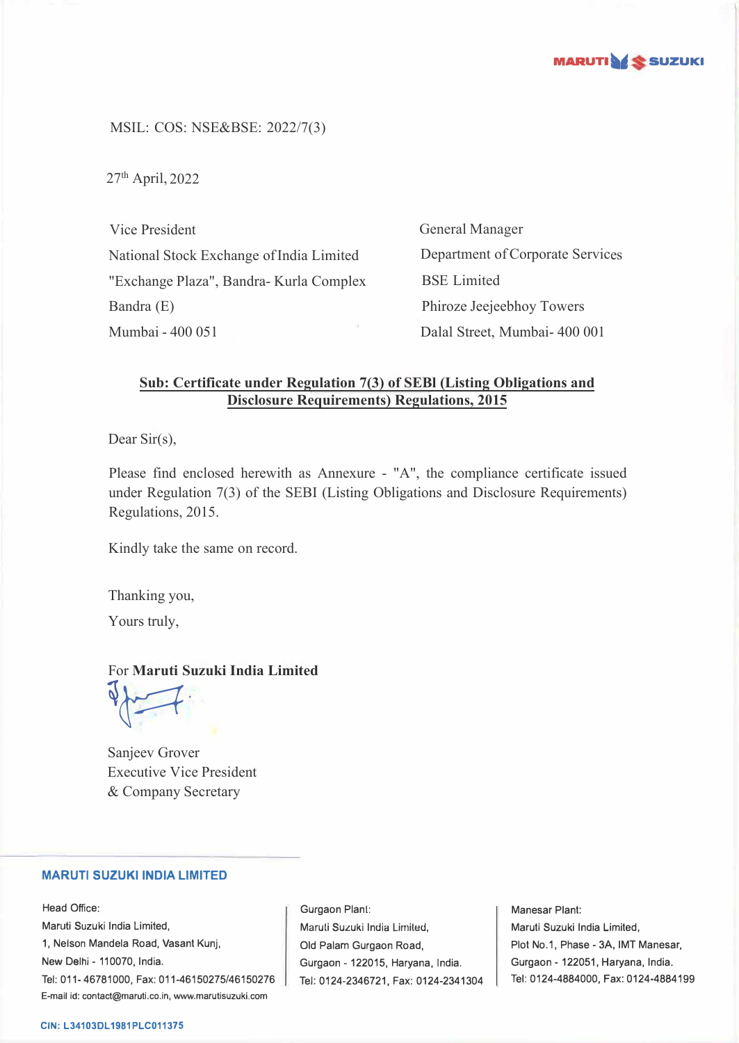MSIL: COS: NSE&BSE: 2022/7(3)

27th April, 2022

Vice President
National Stock Exchange of India Limited
"Exchange Plaza", Bandra- Kurla Complex
Bandra (E)
Mumbai - 400 051

General Manager
Department of Corporate Services
BSE Limited
Phiroze Jeejeebhoy Towers
Dalal Street, Mumbai- 400 001

**Sub: Certificate under Regulation 7(3) of SEBI (Listing Obligations and Disclosure Requirements) Regulations, 2015**

Dear Sir(s),

Please find enclosed herewith as Annexure - "A", the compliance certificate issued under Regulation 7(3) of the SEBI (Listing Obligations and Disclosure Requirements) Regulations, 2015.

Kindly take the same on record.

Thanking you,

Yours truly,

For **Maruti Suzuki India Limited**

Sanjeev Grover
Executive Vice President
& Company Secretary

**MARUTI SUZUKI INDIA LIMITED**

Head Office:
Maruti Suzuki India Limited,
1, Nelson Mandela Road, Vasant Kunj,
New Delhi - 110070, India.
Tel: 011- 46781000, Fax: 011-46150275/46150276
E-mail id: contact@maruti.co.in, www.marutisuzuki.com

Gurgaon Plant:
Maruti Suzuki India Limited,
Old Palam Gurgaon Road,
Gurgaon - 122015, Haryana, India.
Tel: 0124-2346721, Fax: 0124-2341304

Manesar Plant:
Maruti Suzuki India Limited,
Plot No.1, Phase - 3A, IMT Manesar,
Gurgaon - 122051, Haryana, India.
Tel: 0124-4884000, Fax: 0124-4884199

CIN: L34103DL1981PLC011375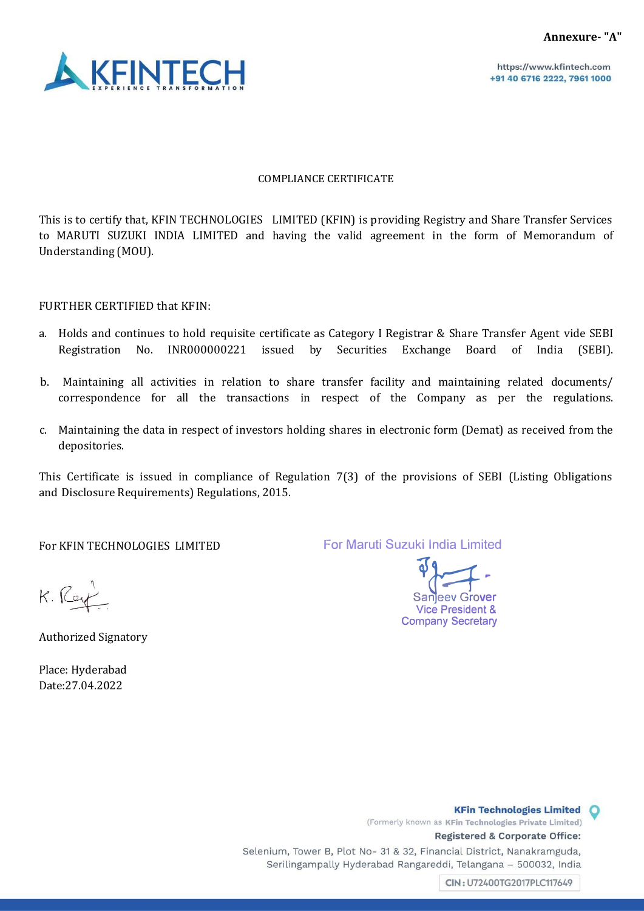Annexure- "A"

https://www.kfintech.com
+91 40 6716 2222, 7961 1000

COMPLIANCE CERTIFICATE

This is to certify that, KFIN TECHNOLOGIES LIMITED (KFIN) is providing Registry and Share Transfer Services to MARUTI SUZUKI INDIA LIMITED and having the valid agreement in the form of Memorandum of Understanding (MOU).

FURTHER CERTIFIED that KFIN:

a. Holds and continues to hold requisite certificate as Category I Registrar & Share Transfer Agent vide SEBI Registration No. INR000000221 issued by Securities Exchange Board of India (SEBI).

b. Maintaining all activities in relation to share transfer facility and maintaining related documents/ correspondence for all the transactions in respect of the Company as per the regulations.

c. Maintaining the data in respect of investors holding shares in electronic form (Demat) as received from the depositories.

This Certificate is issued in compliance of Regulation 7(3) of the provisions of SEBI (Listing Obligations and Disclosure Requirements) Regulations, 2015.

For KFIN TECHNOLOGIES LIMITED

Authorized Signatory

Place: Hyderabad
Date:27.04.2022

For Maruti Suzuki India Limited

Sanjeev Grover
Vice President &
Company Secretary

**KFin Technologies Limited**
(Formerly known as KFin Technologies Private Limited)
Registered & Corporate Office:
Selenium, Tower B, Plot No- 31 & 32, Financial District, Nanakramguda, Serilingampally Hyderabad Rangareddi, Telangana – 500032, India
CIN: U72400TG2017PLC117649